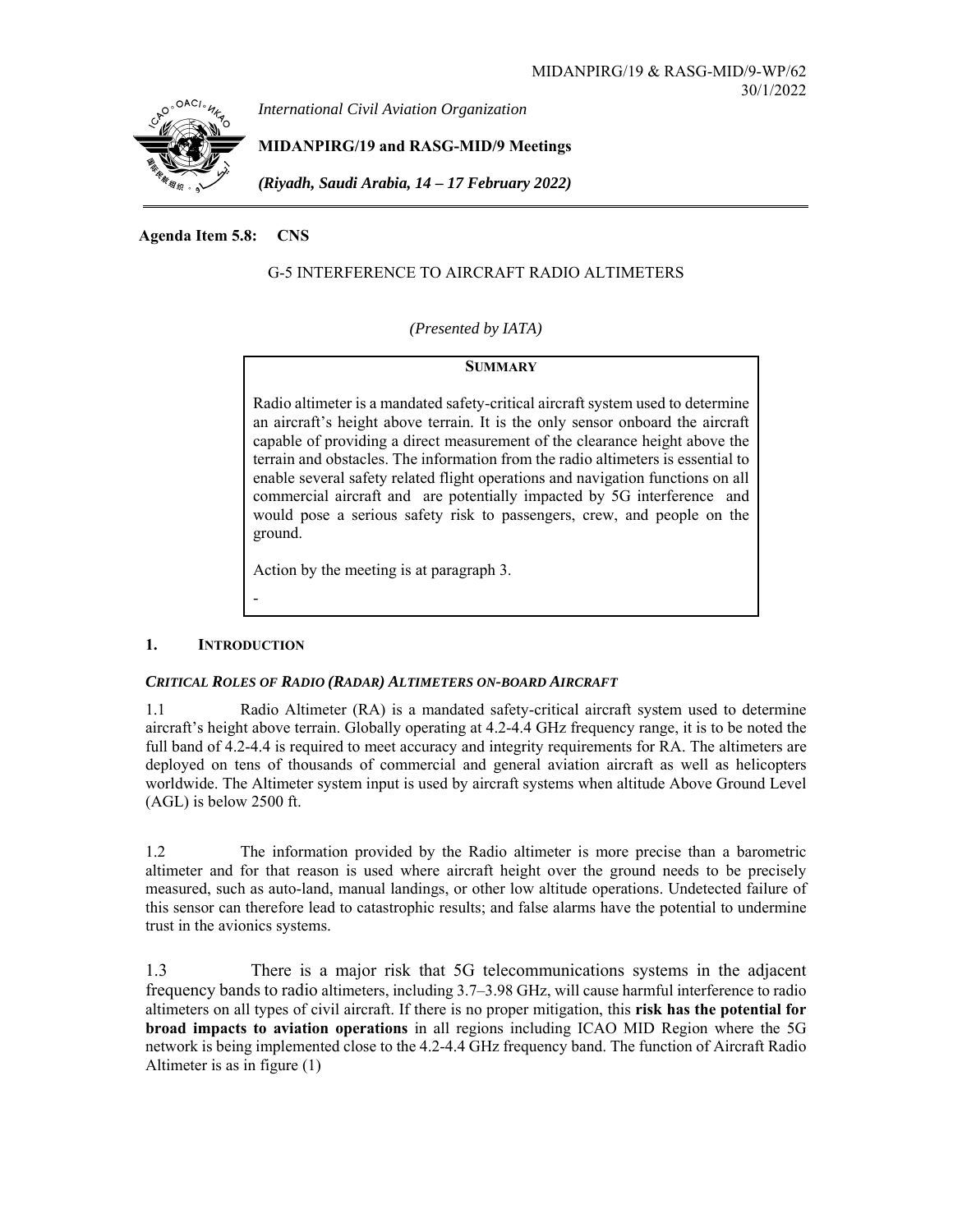MIDANPIRG/19 & RASG-MID/9-WP/62
30/1/2022

*International Civil Aviation Organization*

**MIDANPIRG/19 and RASG-MID/9 Meetings**

***(Riyadh, Saudi Arabia, 14 – 17 February 2022)***

**Agenda Item 5.8: CNS**

G-5 INTERFERENCE TO AIRCRAFT RADIO ALTIMETERS

*(Presented by IATA)*

**SUMMARY**

Radio altimeter is a mandated safety-critical aircraft system used to determine an aircraft's height above terrain. It is the only sensor onboard the aircraft capable of providing a direct measurement of the clearance height above the terrain and obstacles. The information from the radio altimeters is essential to enable several safety related flight operations and navigation functions on all commercial aircraft and are potentially impacted by 5G interference and would pose a serious safety risk to passengers, crew, and people on the ground.

Action by the meeting is at paragraph 3.

-

## 1. INTRODUCTION

### *CRITICAL ROLES OF RADIO (RADAR) ALTIMETERS ON-BOARD AIRCRAFT*

1.1 Radio Altimeter (RA) is a mandated safety-critical aircraft system used to determine aircraft's height above terrain. Globally operating at 4.2-4.4 GHz frequency range, it is to be noted the full band of 4.2-4.4 is required to meet accuracy and integrity requirements for RA. The altimeters are deployed on tens of thousands of commercial and general aviation aircraft as well as helicopters worldwide. The Altimeter system input is used by aircraft systems when altitude Above Ground Level (AGL) is below 2500 ft.

1.2 The information provided by the Radio altimeter is more precise than a barometric altimeter and for that reason is used where aircraft height over the ground needs to be precisely measured, such as auto-land, manual landings, or other low altitude operations. Undetected failure of this sensor can therefore lead to catastrophic results; and false alarms have the potential to undermine trust in the avionics systems.

1.3 There is a major risk that 5G telecommunications systems in the adjacent frequency bands to radio altimeters, including 3.7–3.98 GHz, will cause harmful interference to radio altimeters on all types of civil aircraft. If there is no proper mitigation, this **risk has the potential for broad impacts to aviation operations** in all regions including ICAO MID Region where the 5G network is being implemented close to the 4.2-4.4 GHz frequency band. The function of Aircraft Radio Altimeter is as in figure (1)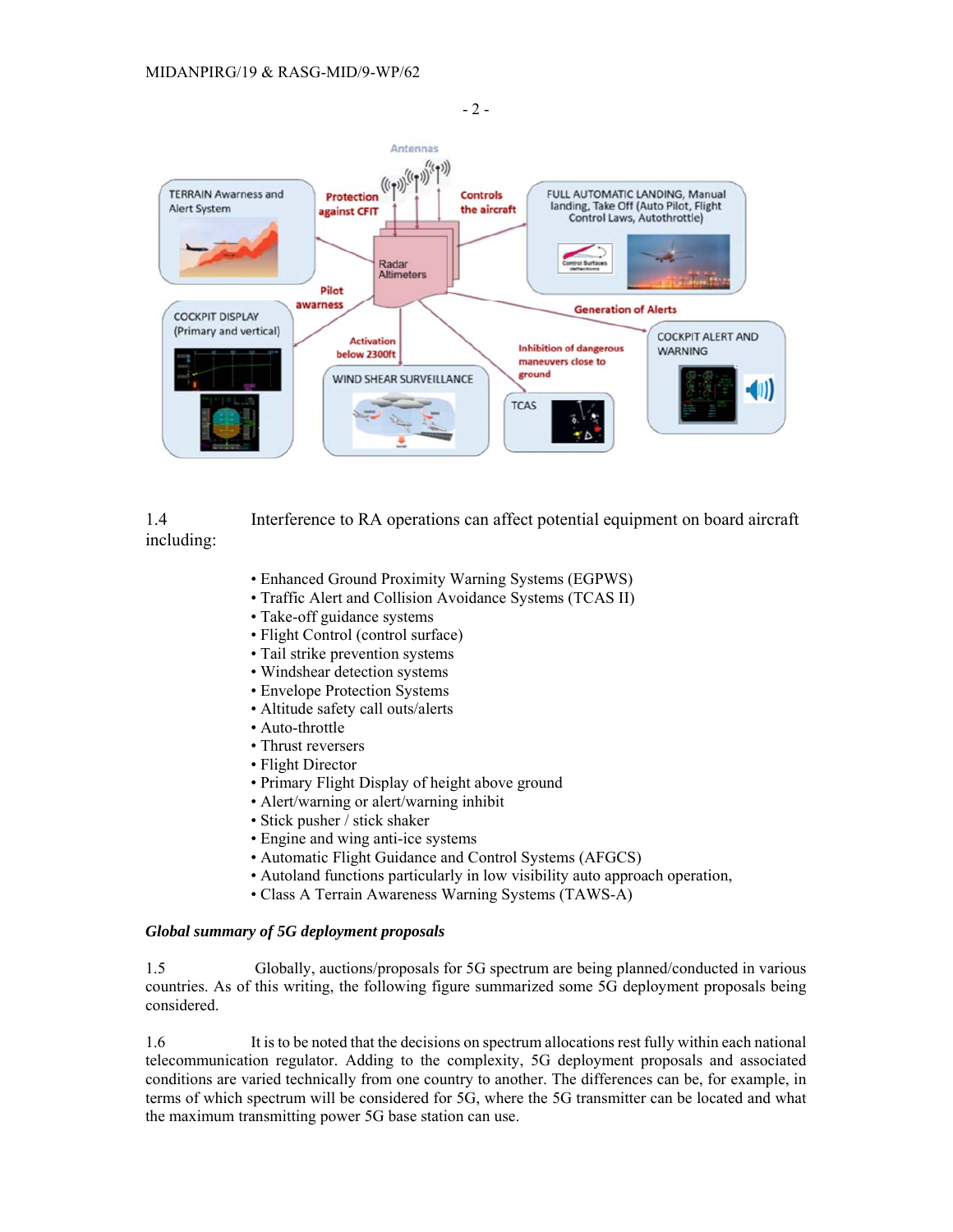1.4 Interference to RA operations can affect potential equipment on board aircraft including:

- Enhanced Ground Proximity Warning Systems (EGPWS)
- Traffic Alert and Collision Avoidance Systems (TCAS II)
- Take-off guidance systems
- Flight Control (control surface)
- Tail strike prevention systems
- Windshear detection systems
- Envelope Protection Systems
- Altitude safety call outs/alerts
- Auto-throttle
- Thrust reversers
- Flight Director
- Primary Flight Display of height above ground
- Alert/warning or alert/warning inhibit
- Stick pusher / stick shaker
- Engine and wing anti-ice systems
- Automatic Flight Guidance and Control Systems (AFGCS)
- Autoland functions particularly in low visibility auto approach operation,
- Class A Terrain Awareness Warning Systems (TAWS-A)

***Global summary of 5G deployment proposals***

1.5 Globally, auctions/proposals for 5G spectrum are being planned/conducted in various countries. As of this writing, the following figure summarized some 5G deployment proposals being considered.

1.6 It is to be noted that the decisions on spectrum allocations rest fully within each national telecommunication regulator. Adding to the complexity, 5G deployment proposals and associated conditions are varied technically from one country to another. The differences can be, for example, in terms of which spectrum will be considered for 5G, where the 5G transmitter can be located and what the maximum transmitting power 5G base station can use.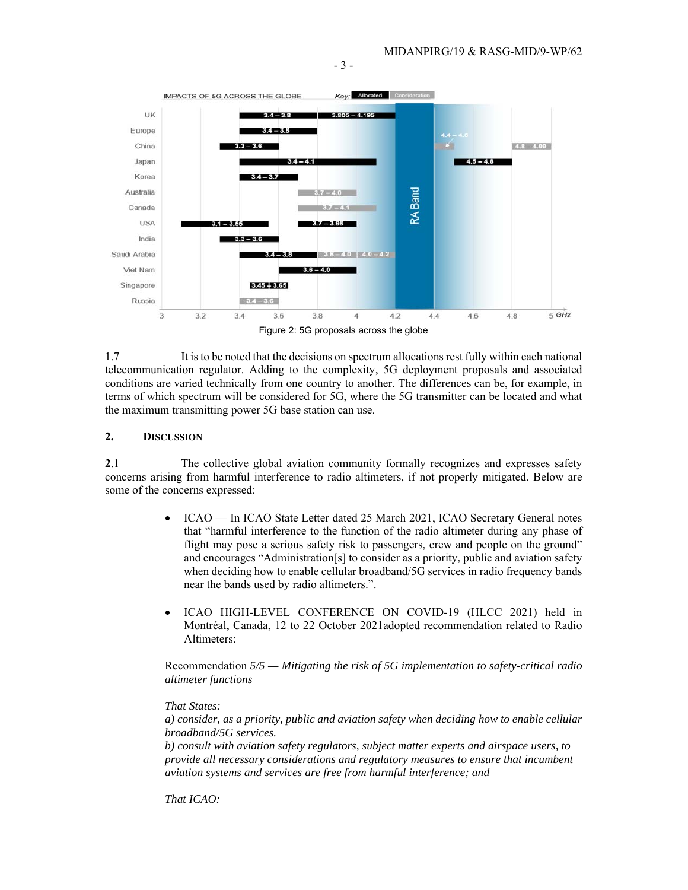Figure 2: 5G proposals across the globe

1.7 It is to be noted that the decisions on spectrum allocations rest fully within each national telecommunication regulator. Adding to the complexity, 5G deployment proposals and associated conditions are varied technically from one country to another. The differences can be, for example, in terms of which spectrum will be considered for 5G, where the 5G transmitter can be located and what the maximum transmitting power 5G base station can use.

## 2. DISCUSSION

**2**.1 The collective global aviation community formally recognizes and expresses safety concerns arising from harmful interference to radio altimeters, if not properly mitigated. Below are some of the concerns expressed:

- ICAO — In ICAO State Letter dated 25 March 2021, ICAO Secretary General notes that "harmful interference to the function of the radio altimeter during any phase of flight may pose a serious safety risk to passengers, crew and people on the ground" and encourages "Administration[s] to consider as a priority, public and aviation safety when deciding how to enable cellular broadband/5G services in radio frequency bands near the bands used by radio altimeters.".

- ICAO HIGH-LEVEL CONFERENCE ON COVID-19 (HLCC 2021) held in Montréal, Canada, 12 to 22 October 2021adopted recommendation related to Radio Altimeters:

Recommendation *5/5 — Mitigating the risk of 5G implementation to safety-critical radio altimeter functions*

*That States:*
*a) consider, as a priority, public and aviation safety when deciding how to enable cellular broadband/5G services.*
*b) consult with aviation safety regulators, subject matter experts and airspace users, to provide all necessary considerations and regulatory measures to ensure that incumbent aviation systems and services are free from harmful interference; and*

*That ICAO:*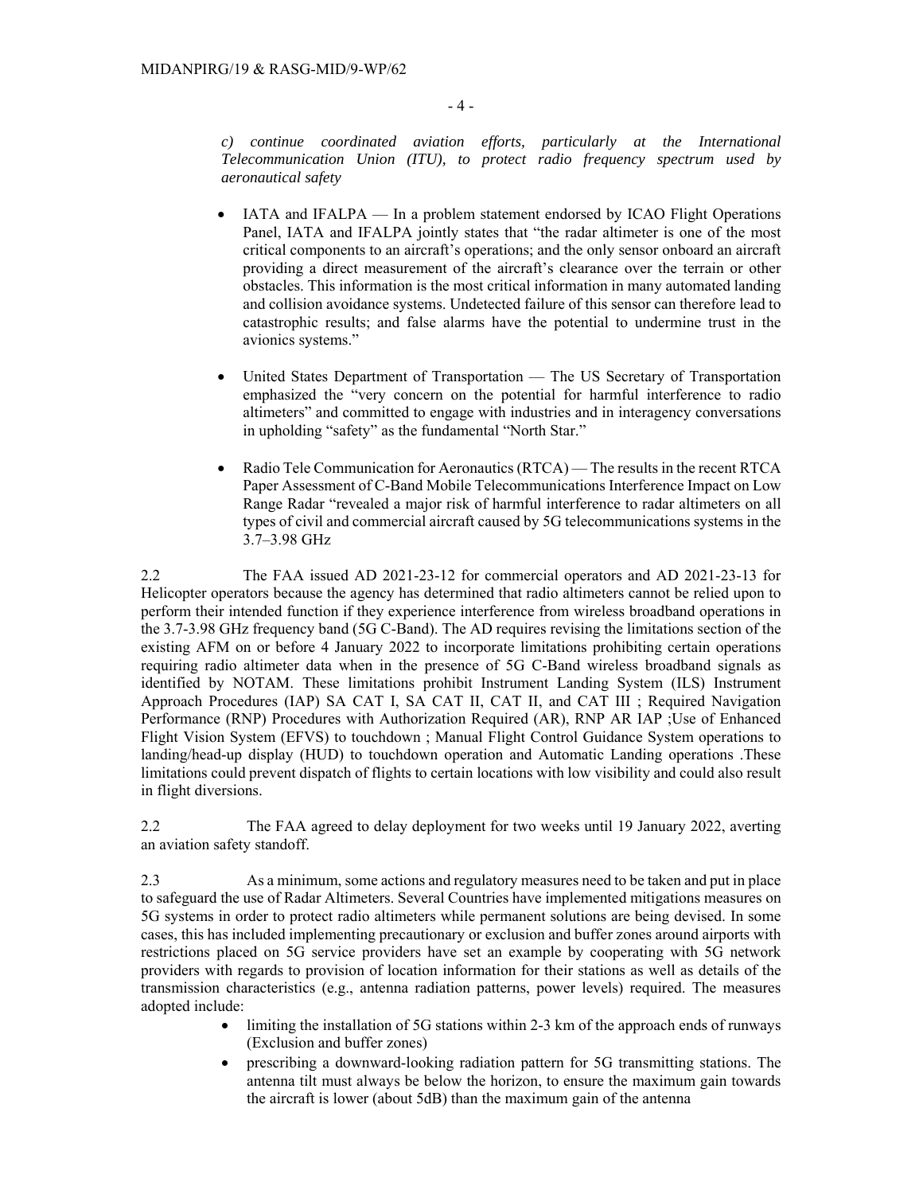*c) continue coordinated aviation efforts, particularly at the International Telecommunication Union (ITU), to protect radio frequency spectrum used by aeronautical safety*

- IATA and IFALPA — In a problem statement endorsed by ICAO Flight Operations Panel, IATA and IFALPA jointly states that "the radar altimeter is one of the most critical components to an aircraft's operations; and the only sensor onboard an aircraft providing a direct measurement of the aircraft's clearance over the terrain or other obstacles. This information is the most critical information in many automated landing and collision avoidance systems. Undetected failure of this sensor can therefore lead to catastrophic results; and false alarms have the potential to undermine trust in the avionics systems."

- United States Department of Transportation — The US Secretary of Transportation emphasized the "very concern on the potential for harmful interference to radio altimeters" and committed to engage with industries and in interagency conversations in upholding "safety" as the fundamental "North Star."

- Radio Tele Communication for Aeronautics (RTCA) — The results in the recent RTCA Paper Assessment of C-Band Mobile Telecommunications Interference Impact on Low Range Radar "revealed a major risk of harmful interference to radar altimeters on all types of civil and commercial aircraft caused by 5G telecommunications systems in the 3.7–3.98 GHz

2.2 The FAA issued AD 2021-23-12 for commercial operators and AD 2021-23-13 for Helicopter operators because the agency has determined that radio altimeters cannot be relied upon to perform their intended function if they experience interference from wireless broadband operations in the 3.7-3.98 GHz frequency band (5G C-Band). The AD requires revising the limitations section of the existing AFM on or before 4 January 2022 to incorporate limitations prohibiting certain operations requiring radio altimeter data when in the presence of 5G C-Band wireless broadband signals as identified by NOTAM. These limitations prohibit Instrument Landing System (ILS) Instrument Approach Procedures (IAP) SA CAT I, SA CAT II, CAT II, and CAT III ; Required Navigation Performance (RNP) Procedures with Authorization Required (AR), RNP AR IAP ;Use of Enhanced Flight Vision System (EFVS) to touchdown ; Manual Flight Control Guidance System operations to landing/head-up display (HUD) to touchdown operation and Automatic Landing operations .These limitations could prevent dispatch of flights to certain locations with low visibility and could also result in flight diversions.

2.2 The FAA agreed to delay deployment for two weeks until 19 January 2022, averting an aviation safety standoff.

2.3 As a minimum, some actions and regulatory measures need to be taken and put in place to safeguard the use of Radar Altimeters. Several Countries have implemented mitigations measures on 5G systems in order to protect radio altimeters while permanent solutions are being devised. In some cases, this has included implementing precautionary or exclusion and buffer zones around airports with restrictions placed on 5G service providers have set an example by cooperating with 5G network providers with regards to provision of location information for their stations as well as details of the transmission characteristics (e.g., antenna radiation patterns, power levels) required. The measures adopted include:

- limiting the installation of 5G stations within 2-3 km of the approach ends of runways (Exclusion and buffer zones)
- prescribing a downward-looking radiation pattern for 5G transmitting stations. The antenna tilt must always be below the horizon, to ensure the maximum gain towards the aircraft is lower (about 5dB) than the maximum gain of the antenna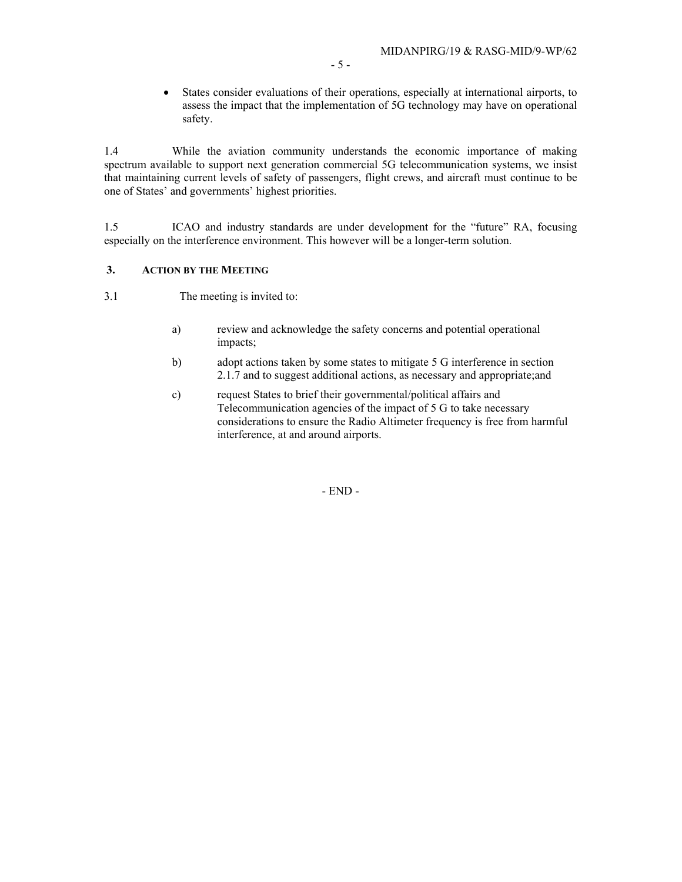- States consider evaluations of their operations, especially at international airports, to assess the impact that the implementation of 5G technology may have on operational safety.

1.4 While the aviation community understands the economic importance of making spectrum available to support next generation commercial 5G telecommunication systems, we insist that maintaining current levels of safety of passengers, flight crews, and aircraft must continue to be one of States' and governments' highest priorities.

1.5 ICAO and industry standards are under development for the "future" RA, focusing especially on the interference environment. This however will be a longer-term solution.

## 3. ACTION BY THE MEETING

3.1 The meeting is invited to:

a) review and acknowledge the safety concerns and potential operational impacts;

b) adopt actions taken by some states to mitigate 5 G interference in section 2.1.7 and to suggest additional actions, as necessary and appropriate;and

c) request States to brief their governmental/political affairs and Telecommunication agencies of the impact of 5 G to take necessary considerations to ensure the Radio Altimeter frequency is free from harmful interference, at and around airports.

- END -